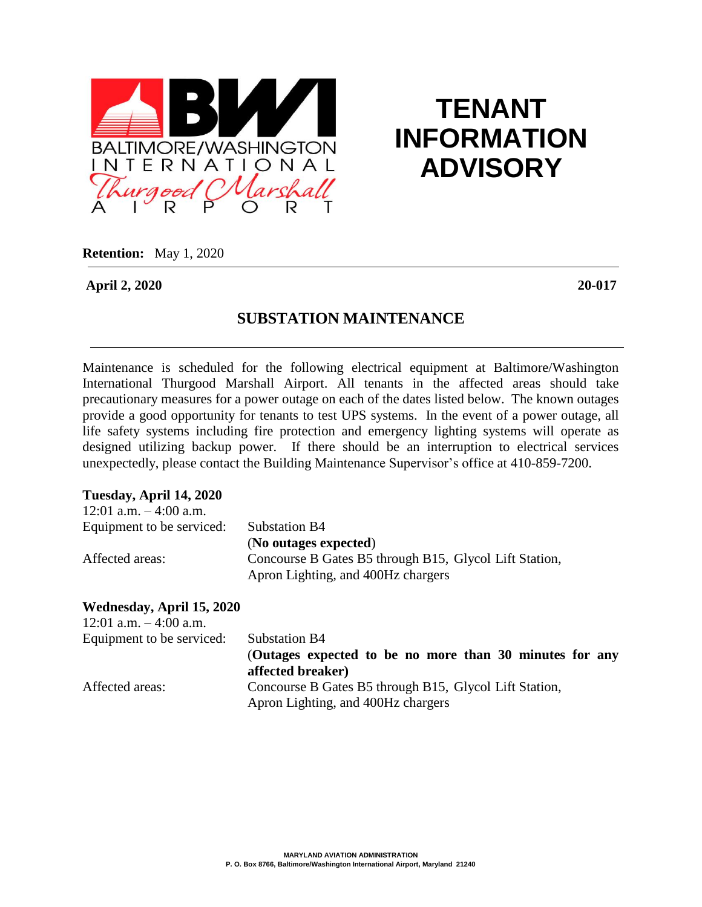BALTIMORE/WASHINGTON INTERNATIONAL Thurgood Marshall AIRPORT

# TENANT INFORMATION ADVISORY

**Retention:** May 1, 2020

**April 2, 2020** **20-017**

## SUBSTATION MAINTENANCE

Maintenance is scheduled for the following electrical equipment at Baltimore/Washington International Thurgood Marshall Airport. All tenants in the affected areas should take precautionary measures for a power outage on each of the dates listed below. The known outages provide a good opportunity for tenants to test UPS systems. In the event of a power outage, all life safety systems including fire protection and emergency lighting systems will operate as designed utilizing backup power. If there should be an interruption to electrical services unexpectedly, please contact the Building Maintenance Supervisor's office at 410-859-7200.

**Tuesday, April 14, 2020**
12:01 a.m. – 4:00 a.m.

Equipment to be serviced: Substation B4
(**No outages expected**)

Affected areas: Concourse B Gates B5 through B15, Glycol Lift Station, Apron Lighting, and 400Hz chargers

**Wednesday, April 15, 2020**
12:01 a.m. – 4:00 a.m.

Equipment to be serviced: Substation B4
(**Outages expected to be no more than 30 minutes for any affected breaker)**

Affected areas: Concourse B Gates B5 through B15, Glycol Lift Station, Apron Lighting, and 400Hz chargers

MARYLAND AVIATION ADMINISTRATION
P. O. Box 8766, Baltimore/Washington International Airport, Maryland 21240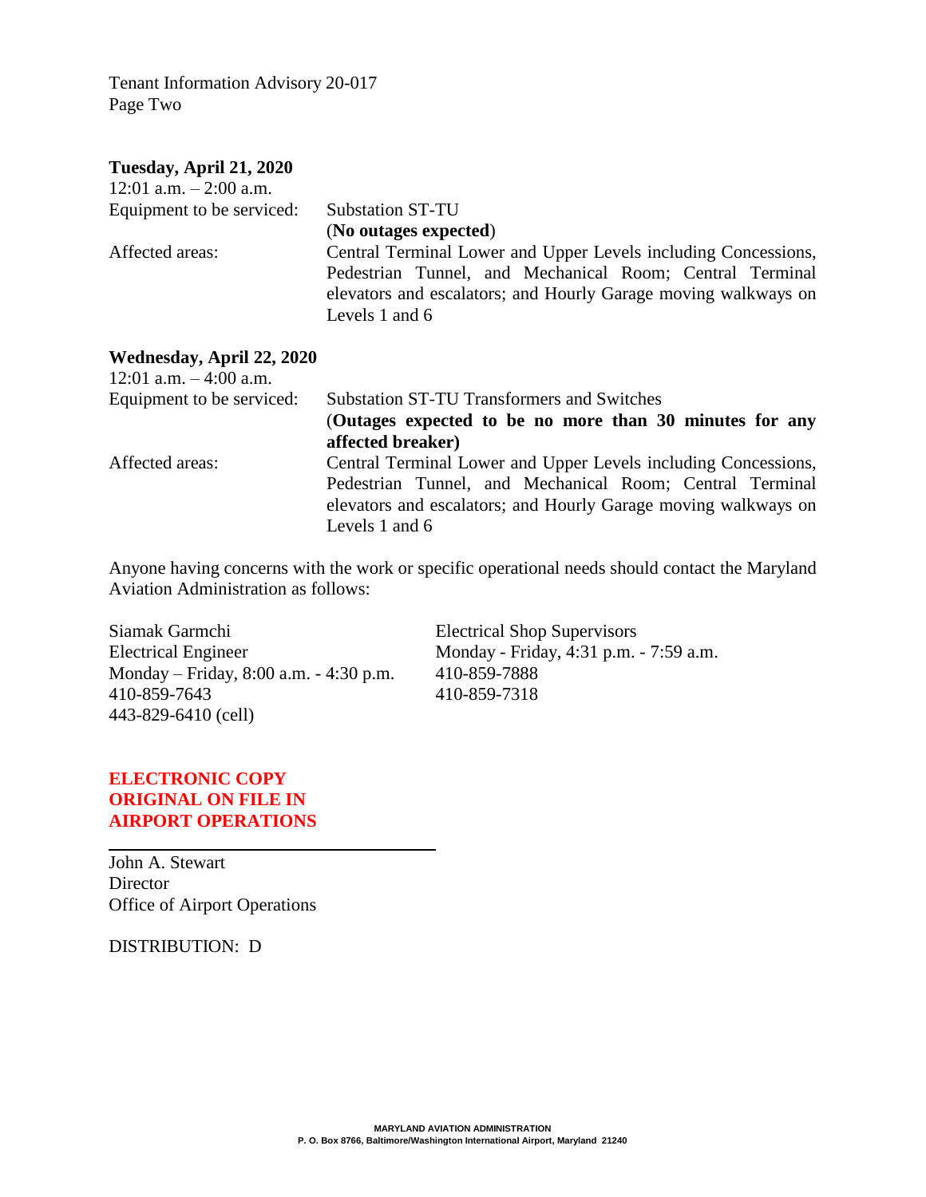**Tuesday, April 21, 2020**

12:01 a.m. – 2:00 a.m.

| | |
|---|---|
| Equipment to be serviced: | Substation ST-TU (**No outages expected**) |
| Affected areas: | Central Terminal Lower and Upper Levels including Concessions, Pedestrian Tunnel, and Mechanical Room; Central Terminal elevators and escalators; and Hourly Garage moving walkways on Levels 1 and 6 |

**Wednesday, April 22, 2020**

12:01 a.m. – 4:00 a.m.

| | |
|---|---|
| Equipment to be serviced: | Substation ST-TU Transformers and Switches (**Outages expected to be no more than 30 minutes for any affected breaker)** |
| Affected areas: | Central Terminal Lower and Upper Levels including Concessions, Pedestrian Tunnel, and Mechanical Room; Central Terminal elevators and escalators; and Hourly Garage moving walkways on Levels 1 and 6 |

Anyone having concerns with the work or specific operational needs should contact the Maryland Aviation Administration as follows:

Siamak Garmchi
Electrical Engineer
Monday – Friday, 8:00 a.m. - 4:30 p.m.
410-859-7643
443-829-6410 (cell)

Electrical Shop Supervisors
Monday - Friday, 4:31 p.m. - 7:59 a.m.
410-859-7888
410-859-7318

**ELECTRONIC COPY
ORIGINAL ON FILE IN
AIRPORT OPERATIONS**

John A. Stewart
Director
Office of Airport Operations

DISTRIBUTION: D

**MARYLAND AVIATION ADMINISTRATION**
**P. O. Box 8766, Baltimore/Washington International Airport, Maryland 21240**